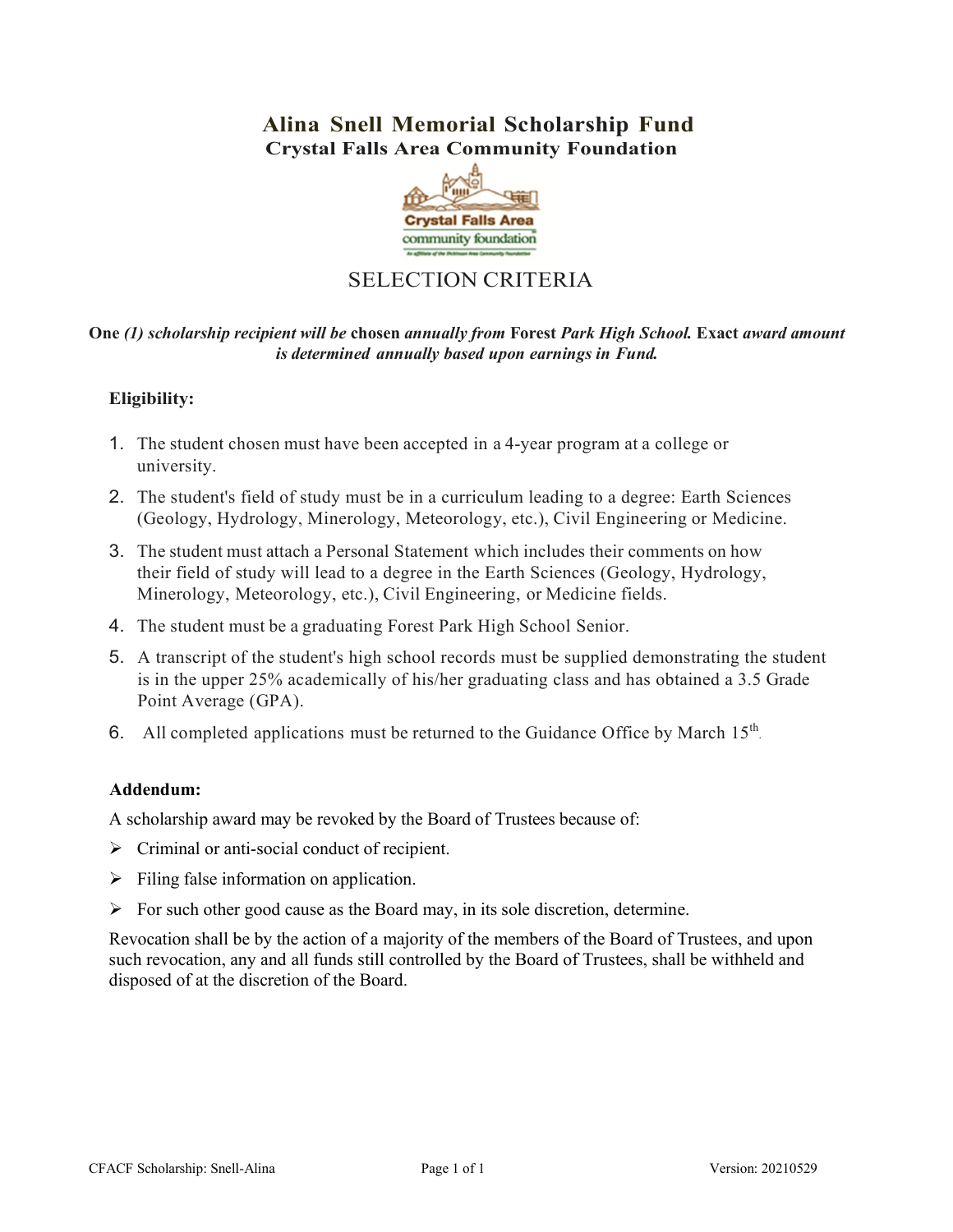# Alina Snell Memorial Scholarship Fund

## Crystal Falls Area Community Foundation

## SELECTION CRITERIA

**One** *(1) scholarship recipient will be* **chosen** *annually from* **Forest** ***Park High School.*** **Exact** ***award amount is determined annually based upon earnings in Fund.***

**Eligibility:**

1. The student chosen must have been accepted in a 4-year program at a college or university.
2. The student's field of study must be in a curriculum leading to a degree: Earth Sciences (Geology, Hydrology, Minerology, Meteorology, etc.), Civil Engineering or Medicine.
3. The student must attach a Personal Statement which includes their comments on how their field of study will lead to a degree in the Earth Sciences (Geology, Hydrology, Minerology, Meteorology, etc.), Civil Engineering, or Medicine fields.
4. The student must be a graduating Forest Park High School Senior.
5. A transcript of the student's high school records must be supplied demonstrating the student is in the upper 25% academically of his/her graduating class and has obtained a 3.5 Grade Point Average (GPA).
6. All completed applications must be returned to the Guidance Office by March 15th.

**Addendum:**

A scholarship award may be revoked by the Board of Trustees because of:

- Criminal or anti-social conduct of recipient.
- Filing false information on application.
- For such other good cause as the Board may, in its sole discretion, determine.

Revocation shall be by the action of a majority of the members of the Board of Trustees, and upon such revocation, any and all funds still controlled by the Board of Trustees, shall be withheld and disposed of at the discretion of the Board.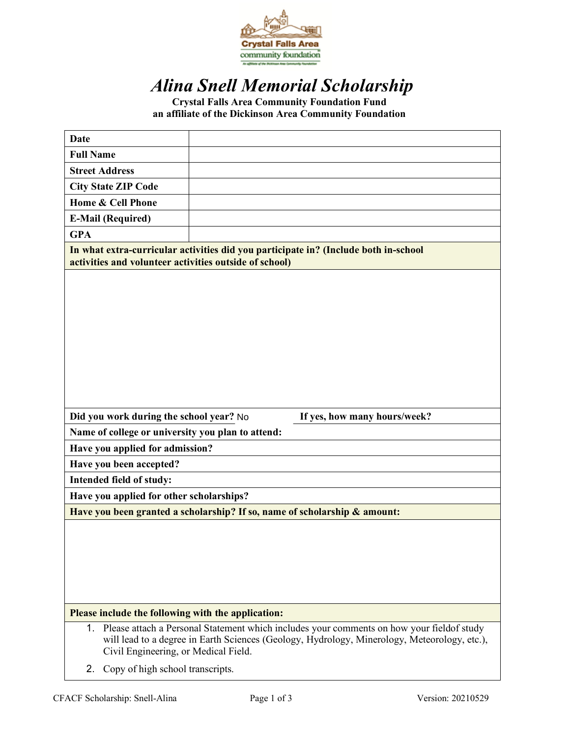# *Alina Snell Memorial Scholarship*

**Crystal Falls Area Community Foundation Fund**
**an affiliate of the Dickinson Area Community Foundation**

| | |
|---|---|
| **Date** | |
| **Full Name** | |
| **Street Address** | |
| **City State ZIP Code** | |
| **Home & Cell Phone** | |
| **E-Mail (Required)** | |
| **GPA** | |

**In what extra-curricular activities did you participate in? (Include both in-school activities and volunteer activities outside of school)**

**Did you work during the school year?** No **If yes, how many hours/week?**

**Name of college or university you plan to attend:**

**Have you applied for admission?**

**Have you been accepted?**

**Intended field of study:**

**Have you applied for other scholarships?**

**Have you been granted a scholarship? If so, name of scholarship & amount:**

**Please include the following with the application:**

1. Please attach a Personal Statement which includes your comments on how your fieldof study will lead to a degree in Earth Sciences (Geology, Hydrology, Minerology, Meteorology, etc.), Civil Engineering, or Medical Field.
2. Copy of high school transcripts.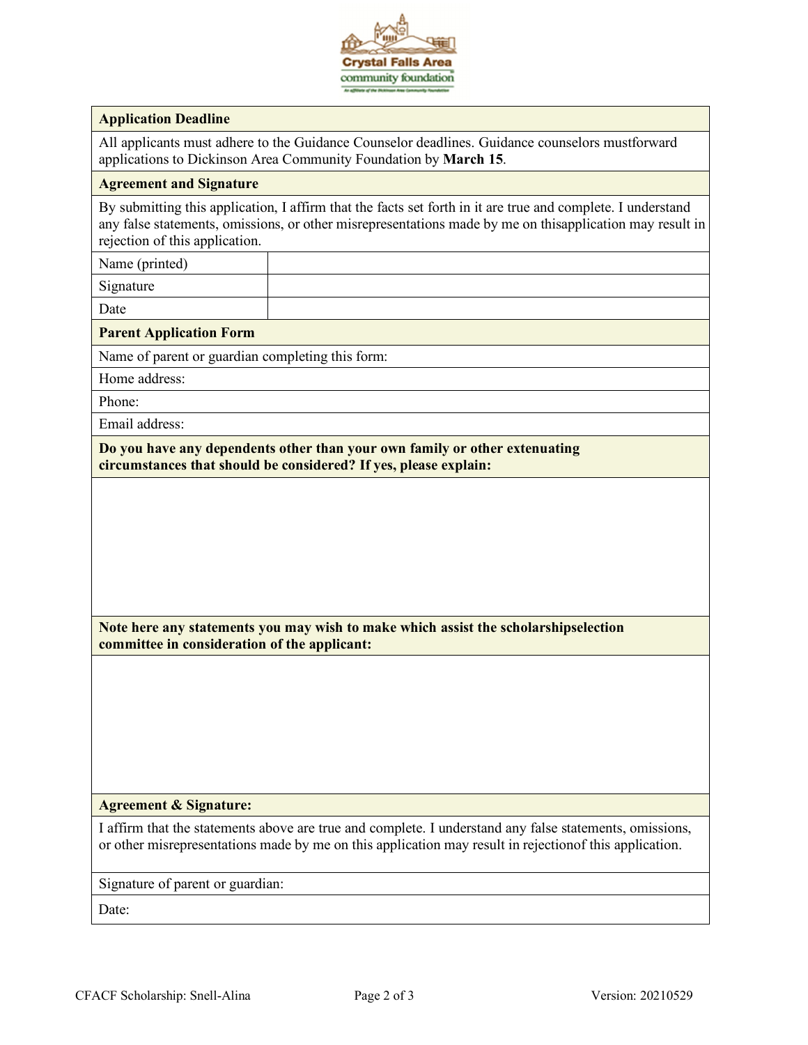| Application Deadline |
|---|
| All applicants must adhere to the Guidance Counselor deadlines. Guidance counselors mustforward applications to Dickinson Area Community Foundation by **March 15**. |

| Agreement and Signature | |
|---|---|
| By submitting this application, I affirm that the facts set forth in it are true and complete. I understand any false statements, omissions, or other misrepresentations made by me on thisapplication may result in rejection of this application. | |
| Name (printed) | |
| Signature | |
| Date | |

| Parent Application Form |
|---|
| Name of parent or guardian completing this form: |
| Home address: |
| Phone: |
| Email address: |

| Do you have any dependents other than your own family or other extenuating circumstances that should be considered? If yes, please explain: |
|---|
| |

| Note here any statements you may wish to make which assist the scholarshipselection committee in consideration of the applicant: |
|---|
| |

| Agreement & Signature: |
|---|
| I affirm that the statements above are true and complete. I understand any false statements, omissions, or other misrepresentations made by me on this application may result in rejectionof this application. |
| Signature of parent or guardian: |
| Date: |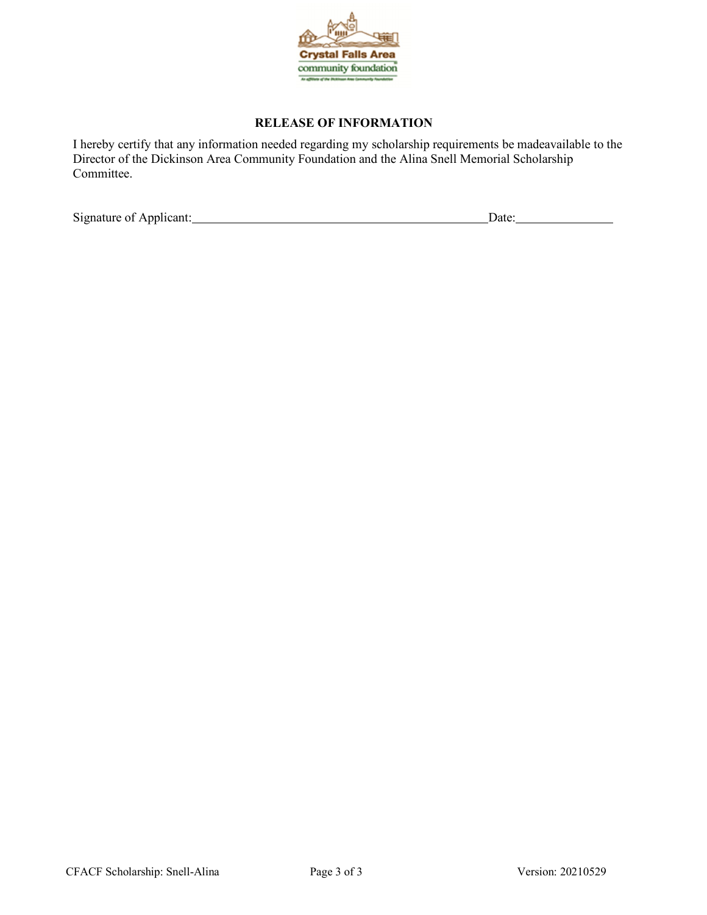## RELEASE OF INFORMATION

I hereby certify that any information needed regarding my scholarship requirements be madeavailable to the Director of the Dickinson Area Community Foundation and the Alina Snell Memorial Scholarship Committee.

Signature of Applicant:_______________________________________________ Date:_______________